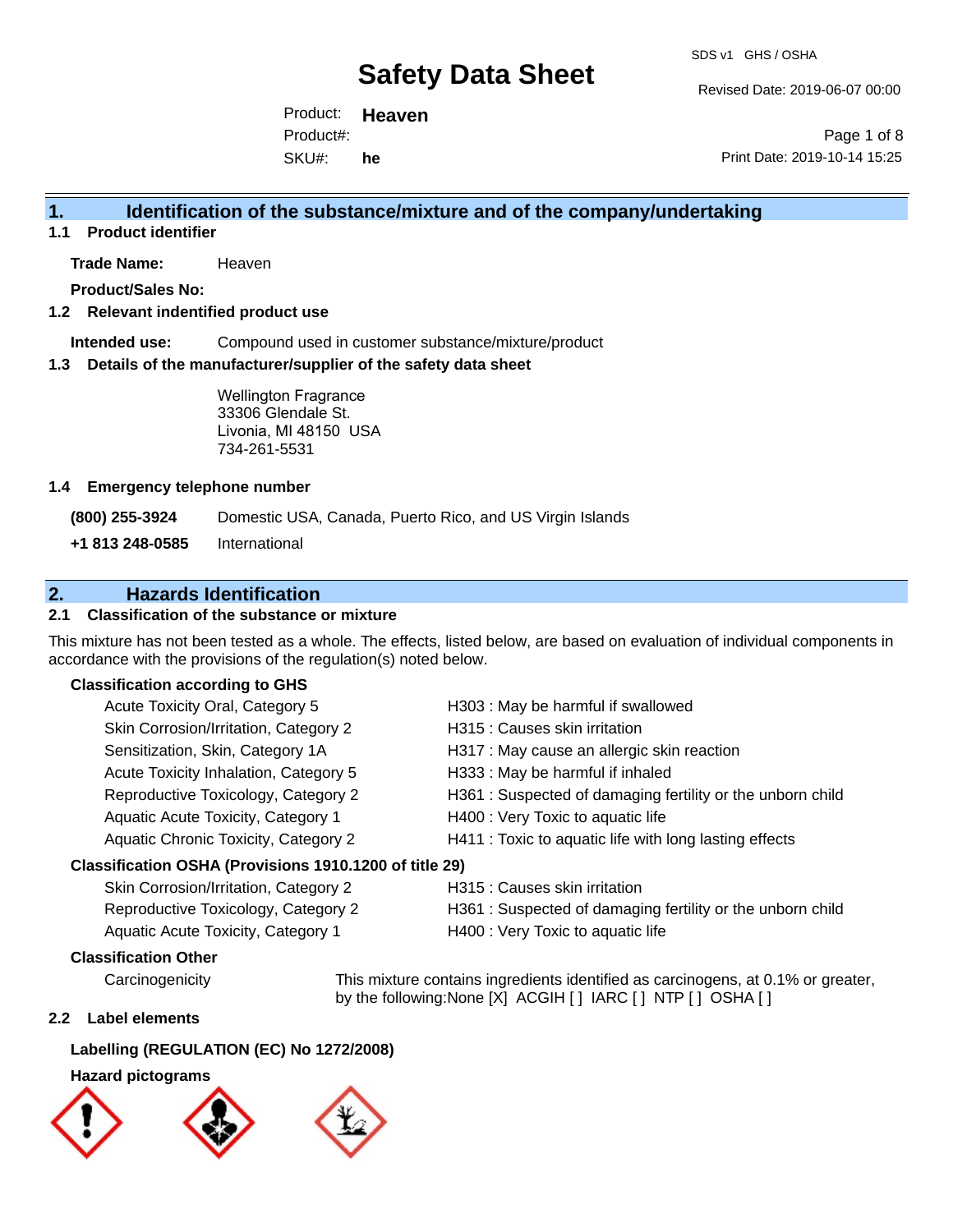# Safety Data Sheet

SDS v1 GHS / OSHA

Revised Date: 2019-06-07 00:00

Product: **Heaven**
Product#:
SKU#: **he**

Print Date: 2019-10-14 15:25

## 1. Identification of the substance/mixture and of the company/undertaking

### 1.1 Product identifier

**Trade Name:** Heaven

**Product/Sales No:**

### 1.2 Relevant identified product use

**Intended use:** Compound used in customer substance/mixture/product

### 1.3 Details of the manufacturer/supplier of the safety data sheet

Wellington Fragrance
33306 Glendale St.
Livonia, MI 48150 USA
734-261-5531

### 1.4 Emergency telephone number

| | |
|---|---|
| **(800) 255-3924** | Domestic USA, Canada, Puerto Rico, and US Virgin Islands |
| **+1 813 248-0585** | International |

## 2. Hazards Identification

### 2.1 Classification of the substance or mixture

This mixture has not been tested as a whole. The effects, listed below, are based on evaluation of individual components in accordance with the provisions of the regulation(s) noted below.

**Classification according to GHS**

| | |
|---|---|
| Acute Toxicity Oral, Category 5 | H303 : May be harmful if swallowed |
| Skin Corrosion/Irritation, Category 2 | H315 : Causes skin irritation |
| Sensitization, Skin, Category 1A | H317 : May cause an allergic skin reaction |
| Acute Toxicity Inhalation, Category 5 | H333 : May be harmful if inhaled |
| Reproductive Toxicology, Category 2 | H361 : Suspected of damaging fertility or the unborn child |
| Aquatic Acute Toxicity, Category 1 | H400 : Very Toxic to aquatic life |
| Aquatic Chronic Toxicity, Category 2 | H411 : Toxic to aquatic life with long lasting effects |

**Classification OSHA (Provisions 1910.1200 of title 29)**

| | |
|---|---|
| Skin Corrosion/Irritation, Category 2 | H315 : Causes skin irritation |
| Reproductive Toxicology, Category 2 | H361 : Suspected of damaging fertility or the unborn child |
| Aquatic Acute Toxicity, Category 1 | H400 : Very Toxic to aquatic life |

**Classification Other**

Carcinogenicity — This mixture contains ingredients identified as carcinogens, at 0.1% or greater, by the following:None [X] ACGIH [ ] IARC [ ] NTP [ ] OSHA [ ]

### 2.2 Label elements

**Labelling (REGULATION (EC) No 1272/2008)**

**Hazard pictograms**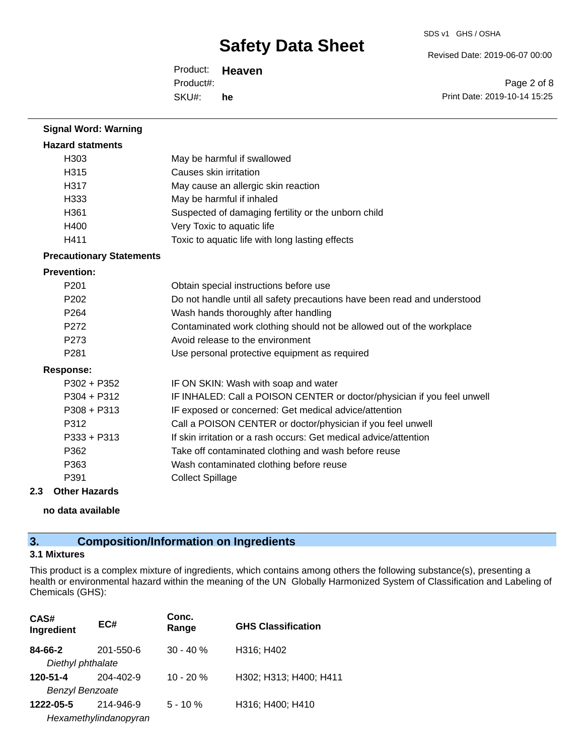**Signal Word: Warning**

**Hazard statments**

| | |
|---|---|
| H303 | May be harmful if swallowed |
| H315 | Causes skin irritation |
| H317 | May cause an allergic skin reaction |
| H333 | May be harmful if inhaled |
| H361 | Suspected of damaging fertility or the unborn child |
| H400 | Very Toxic to aquatic life |
| H411 | Toxic to aquatic life with long lasting effects |

**Precautionary Statements**

**Prevention:**

| | |
|---|---|
| P201 | Obtain special instructions before use |
| P202 | Do not handle until all safety precautions have been read and understood |
| P264 | Wash hands thoroughly after handling |
| P272 | Contaminated work clothing should not be allowed out of the workplace |
| P273 | Avoid release to the environment |
| P281 | Use personal protective equipment as required |

**Response:**

| | |
|---|---|
| P302 + P352 | IF ON SKIN: Wash with soap and water |
| P304 + P312 | IF INHALED: Call a POISON CENTER or doctor/physician if you feel unwell |
| P308 + P313 | IF exposed or concerned: Get medical advice/attention |
| P312 | Call a POISON CENTER or doctor/physician if you feel unwell |
| P333 + P313 | If skin irritation or a rash occurs: Get medical advice/attention |
| P362 | Take off contaminated clothing and wash before reuse |
| P363 | Wash contaminated clothing before reuse |
| P391 | Collect Spillage |

### 2.3 Other Hazards

**no data available**

## 3. Composition/Information on Ingredients

### 3.1 Mixtures

This product is a complex mixture of ingredients, which contains among others the following substance(s), presenting a health or environmental hazard within the meaning of the UN Globally Harmonized System of Classification and Labeling of Chemicals (GHS):

| CAS# Ingredient | EC# | Conc. Range | GHS Classification |
|---|---|---|---|
| **84-66-2** *Diethyl phthalate* | 201-550-6 | 30 - 40 % | H316; H402 |
| **120-51-4** *Benzyl Benzoate* | 204-402-9 | 10 - 20 % | H302; H313; H400; H411 |
| **1222-05-5** *Hexamethylindanopyran* | 214-946-9 | 5 - 10 % | H316; H400; H410 |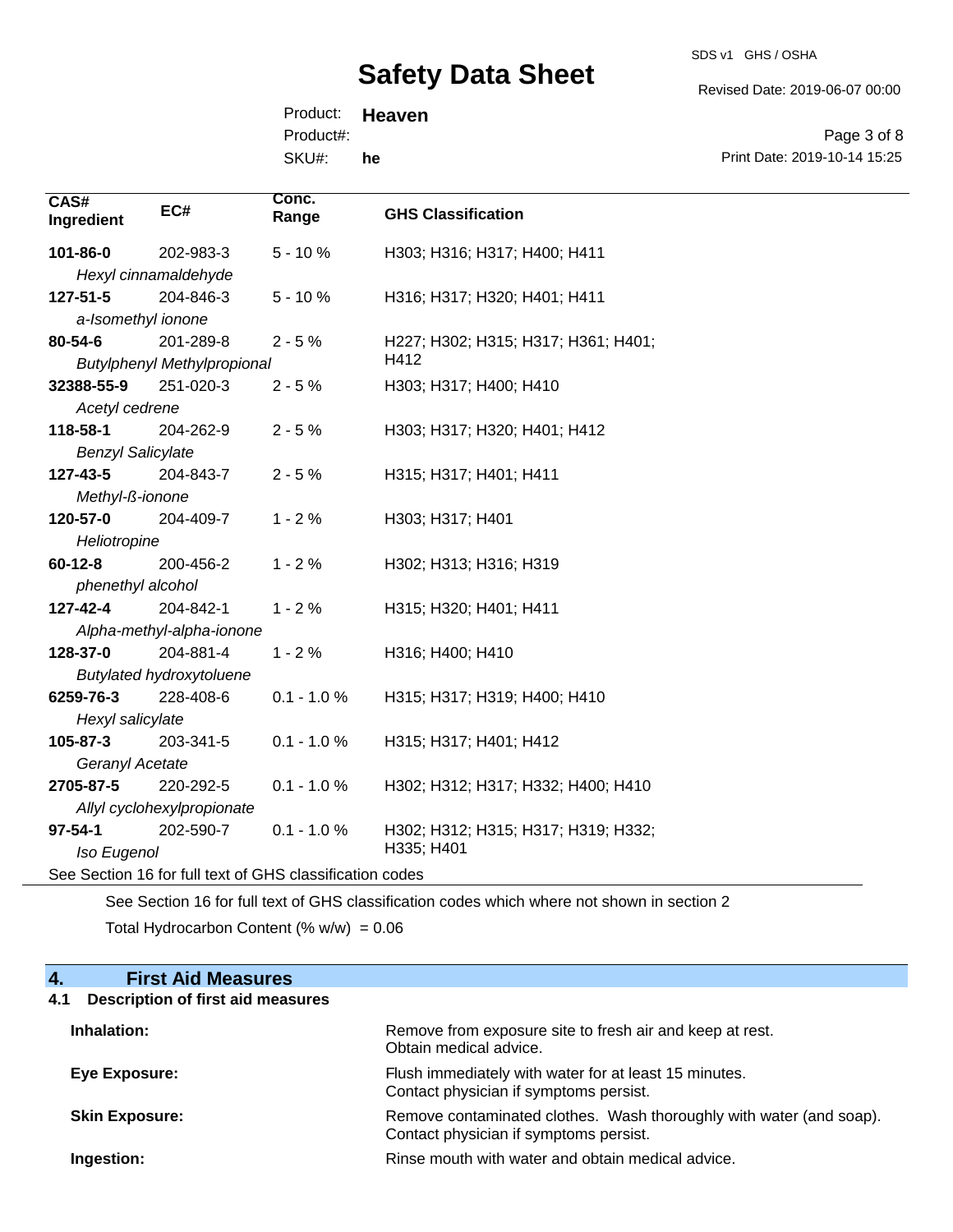| CAS# Ingredient | EC# | Conc. Range | GHS Classification |
|---|---|---|---|
| **101-86-0** *Hexyl cinnamaldehyde* | 202-983-3 | 5 - 10 % | H303; H316; H317; H400; H411 |
| **127-51-5** *a-Isomethyl ionone* | 204-846-3 | 5 - 10 % | H316; H317; H320; H401; H411 |
| **80-54-6** *Butylphenyl Methylpropional* | 201-289-8 | 2 - 5 % | H227; H302; H315; H317; H361; H401; H412 |
| **32388-55-9** *Acetyl cedrene* | 251-020-3 | 2 - 5 % | H303; H317; H400; H410 |
| **118-58-1** *Benzyl Salicylate* | 204-262-9 | 2 - 5 % | H303; H317; H320; H401; H412 |
| **127-43-5** *Methyl-ß-ionone* | 204-843-7 | 2 - 5 % | H315; H317; H401; H411 |
| **120-57-0** *Heliotropine* | 204-409-7 | 1 - 2 % | H303; H317; H401 |
| **60-12-8** *phenethyl alcohol* | 200-456-2 | 1 - 2 % | H302; H313; H316; H319 |
| **127-42-4** *Alpha-methyl-alpha-ionone* | 204-842-1 | 1 - 2 % | H315; H320; H401; H411 |
| **128-37-0** *Butylated hydroxytoluene* | 204-881-4 | 1 - 2 % | H316; H400; H410 |
| **6259-76-3** *Hexyl salicylate* | 228-408-6 | 0.1 - 1.0 % | H315; H317; H319; H400; H410 |
| **105-87-3** *Geranyl Acetate* | 203-341-5 | 0.1 - 1.0 % | H315; H317; H401; H412 |
| **2705-87-5** *Allyl cyclohexylpropionate* | 220-292-5 | 0.1 - 1.0 % | H302; H312; H317; H332; H400; H410 |
| **97-54-1** *Iso Eugenol* | 202-590-7 | 0.1 - 1.0 % | H302; H312; H315; H317; H319; H332; H335; H401 |

See Section 16 for full text of GHS classification codes

See Section 16 for full text of GHS classification codes which where not shown in section 2

Total Hydrocarbon Content (% w/w) = 0.06

## 4. First Aid Measures

### 4.1 Description of first aid measures

**Inhalation:** Remove from exposure site to fresh air and keep at rest. Obtain medical advice.

**Eye Exposure:** Flush immediately with water for at least 15 minutes. Contact physician if symptoms persist.

**Skin Exposure:** Remove contaminated clothes. Wash thoroughly with water (and soap). Contact physician if symptoms persist.

**Ingestion:** Rinse mouth with water and obtain medical advice.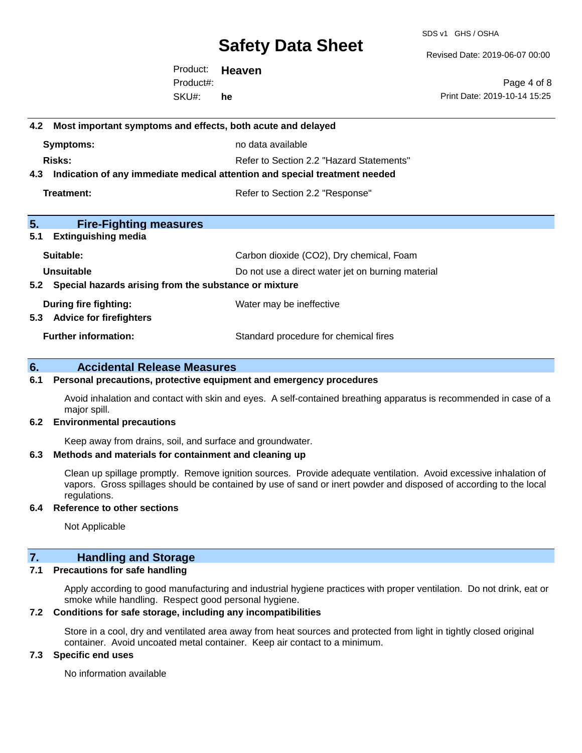### 4.2 Most important symptoms and effects, both acute and delayed

| | |
|---|---|
| **Symptoms:** | no data available |
| **Risks:** | Refer to Section 2.2 "Hazard Statements" |

### 4.3 Indication of any immediate medical attention and special treatment needed

| | |
|---|---|
| **Treatment:** | Refer to Section 2.2 "Response" |

## 5. Fire-Fighting measures

### 5.1 Extinguishing media

| | |
|---|---|
| **Suitable:** | Carbon dioxide ($CO_2$), Dry chemical, Foam |
| **Unsuitable** | Do not use a direct water jet on burning material |

### 5.2 Special hazards arising from the substance or mixture

| | |
|---|---|
| **During fire fighting:** | Water may be ineffective |

### 5.3 Advice for firefighters

| | |
|---|---|
| **Further information:** | Standard procedure for chemical fires |

## 6. Accidental Release Measures

### 6.1 Personal precautions, protective equipment and emergency procedures

Avoid inhalation and contact with skin and eyes. A self-contained breathing apparatus is recommended in case of a major spill.

### 6.2 Environmental precautions

Keep away from drains, soil, and surface and groundwater.

### 6.3 Methods and materials for containment and cleaning up

Clean up spillage promptly. Remove ignition sources. Provide adequate ventilation. Avoid excessive inhalation of vapors. Gross spillages should be contained by use of sand or inert powder and disposed of according to the local regulations.

### 6.4 Reference to other sections

Not Applicable

## 7. Handling and Storage

### 7.1 Precautions for safe handling

Apply according to good manufacturing and industrial hygiene practices with proper ventilation. Do not drink, eat or smoke while handling. Respect good personal hygiene.

### 7.2 Conditions for safe storage, including any incompatibilities

Store in a cool, dry and ventilated area away from heat sources and protected from light in tightly closed original container. Avoid uncoated metal container. Keep air contact to a minimum.

### 7.3 Specific end uses

No information available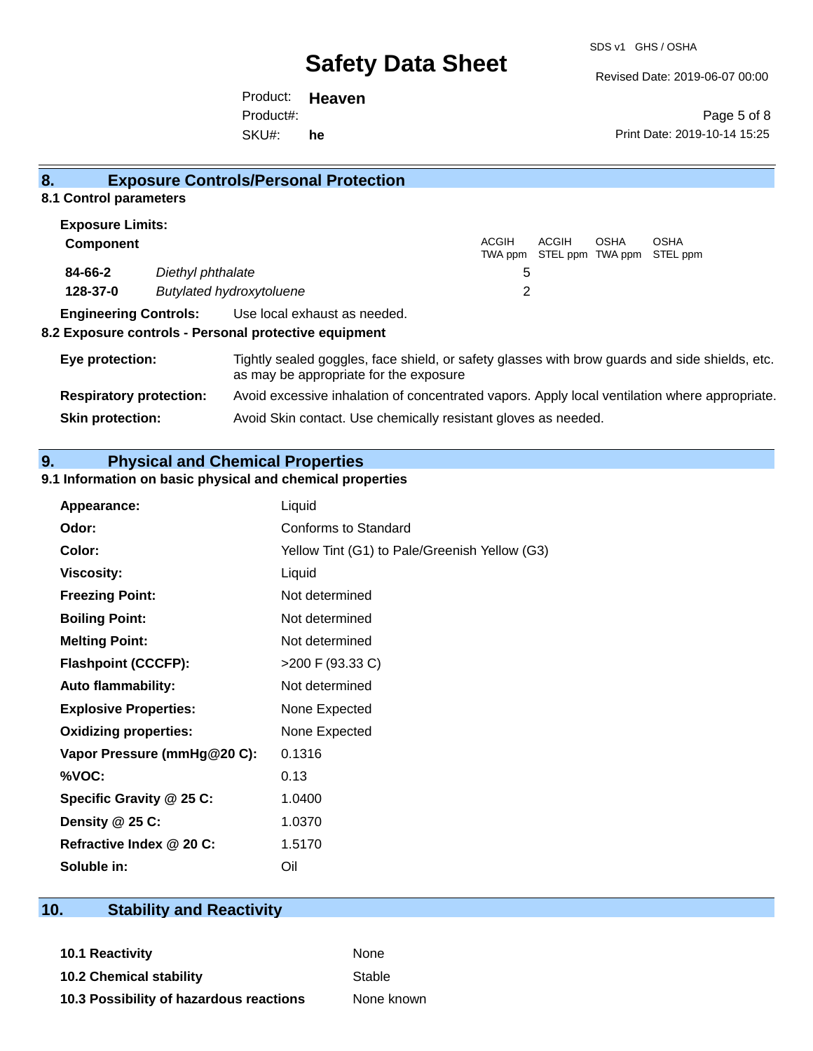## 8. Exposure Controls/Personal Protection

### 8.1 Control parameters

**Exposure Limits:**

| Component | | ACGIH TWA ppm | ACGIH STEL ppm | OSHA TWA ppm | OSHA STEL ppm |
|---|---|---|---|---|---|
| **84-66-2** | *Diethyl phthalate* | 5 | | | |
| **128-37-0** | *Butylated hydroxytoluene* | 2 | | | |

**Engineering Controls:** Use local exhaust as needed.

### 8.2 Exposure controls - Personal protective equipment

**Eye protection:** Tightly sealed goggles, face shield, or safety glasses with brow guards and side shields, etc. as may be appropriate for the exposure

**Respiratory protection:** Avoid excessive inhalation of concentrated vapors. Apply local ventilation where appropriate.

**Skin protection:** Avoid Skin contact. Use chemically resistant gloves as needed.

## 9. Physical and Chemical Properties

### 9.1 Information on basic physical and chemical properties

| | |
|---|---|
| **Appearance:** | Liquid |
| **Odor:** | Conforms to Standard |
| **Color:** | Yellow Tint (G1) to Pale/Greenish Yellow (G3) |
| **Viscosity:** | Liquid |
| **Freezing Point:** | Not determined |
| **Boiling Point:** | Not determined |
| **Melting Point:** | Not determined |
| **Flashpoint (CCCFP):** | >200 F (93.33 C) |
| **Auto flammability:** | Not determined |
| **Explosive Properties:** | None Expected |
| **Oxidizing properties:** | None Expected |
| **Vapor Pressure (mmHg@20 C):** | 0.1316 |
| **%VOC:** | 0.13 |
| **Specific Gravity @ 25 C:** | 1.0400 |
| **Density @ 25 C:** | 1.0370 |
| **Refractive Index @ 20 C:** | 1.5170 |
| **Soluble in:** | Oil |

## 10. Stability and Reactivity

| | |
|---|---|
| **10.1 Reactivity** | None |
| **10.2 Chemical stability** | Stable |
| **10.3 Possibility of hazardous reactions** | None known |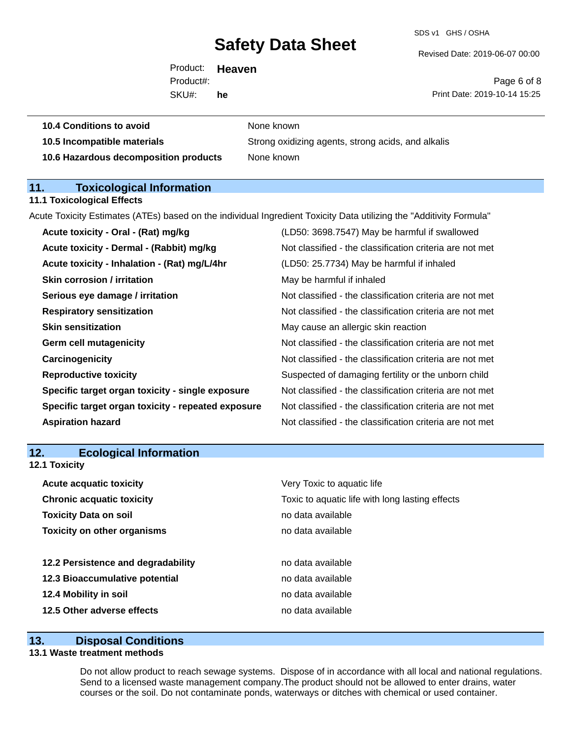| | |
|---|---|
| **10.4 Conditions to avoid** | None known |
| **10.5 Incompatible materials** | Strong oxidizing agents, strong acids, and alkalis |
| **10.6 Hazardous decomposition products** | None known |

## 11. Toxicological Information

### 11.1 Toxicological Effects

Acute Toxicity Estimates (ATEs) based on the individual Ingredient Toxicity Data utilizing the "Additivity Formula"

| | |
|---|---|
| **Acute toxicity - Oral - (Rat) mg/kg** | (LD50: 3698.7547) May be harmful if swallowed |
| **Acute toxicity - Dermal - (Rabbit) mg/kg** | Not classified - the classification criteria are not met |
| **Acute toxicity - Inhalation - (Rat) mg/L/4hr** | (LD50: 25.7734) May be harmful if inhaled |
| **Skin corrosion / irritation** | May be harmful if inhaled |
| **Serious eye damage / irritation** | Not classified - the classification criteria are not met |
| **Respiratory sensitization** | Not classified - the classification criteria are not met |
| **Skin sensitization** | May cause an allergic skin reaction |
| **Germ cell mutagenicity** | Not classified - the classification criteria are not met |
| **Carcinogenicity** | Not classified - the classification criteria are not met |
| **Reproductive toxicity** | Suspected of damaging fertility or the unborn child |
| **Specific target organ toxicity - single exposure** | Not classified - the classification criteria are not met |
| **Specific target organ toxicity - repeated exposure** | Not classified - the classification criteria are not met |
| **Aspiration hazard** | Not classified - the classification criteria are not met |

## 12. Ecological Information

### 12.1 Toxicity

| | |
|---|---|
| **Acute acquatic toxicity** | Very Toxic to aquatic life |
| **Chronic acquatic toxicity** | Toxic to aquatic life with long lasting effects |
| **Toxicity Data on soil** | no data available |
| **Toxicity on other organisms** | no data available |

| | |
|---|---|
| **12.2 Persistence and degradability** | no data available |
| **12.3 Bioaccumulative potential** | no data available |
| **12.4 Mobility in soil** | no data available |
| **12.5 Other adverse effects** | no data available |

## 13. Disposal Conditions

### 13.1 Waste treatment methods

Do not allow product to reach sewage systems. Dispose of in accordance with all local and national regulations. Send to a licensed waste management company.The product should not be allowed to enter drains, water courses or the soil. Do not contaminate ponds, waterways or ditches with chemical or used container.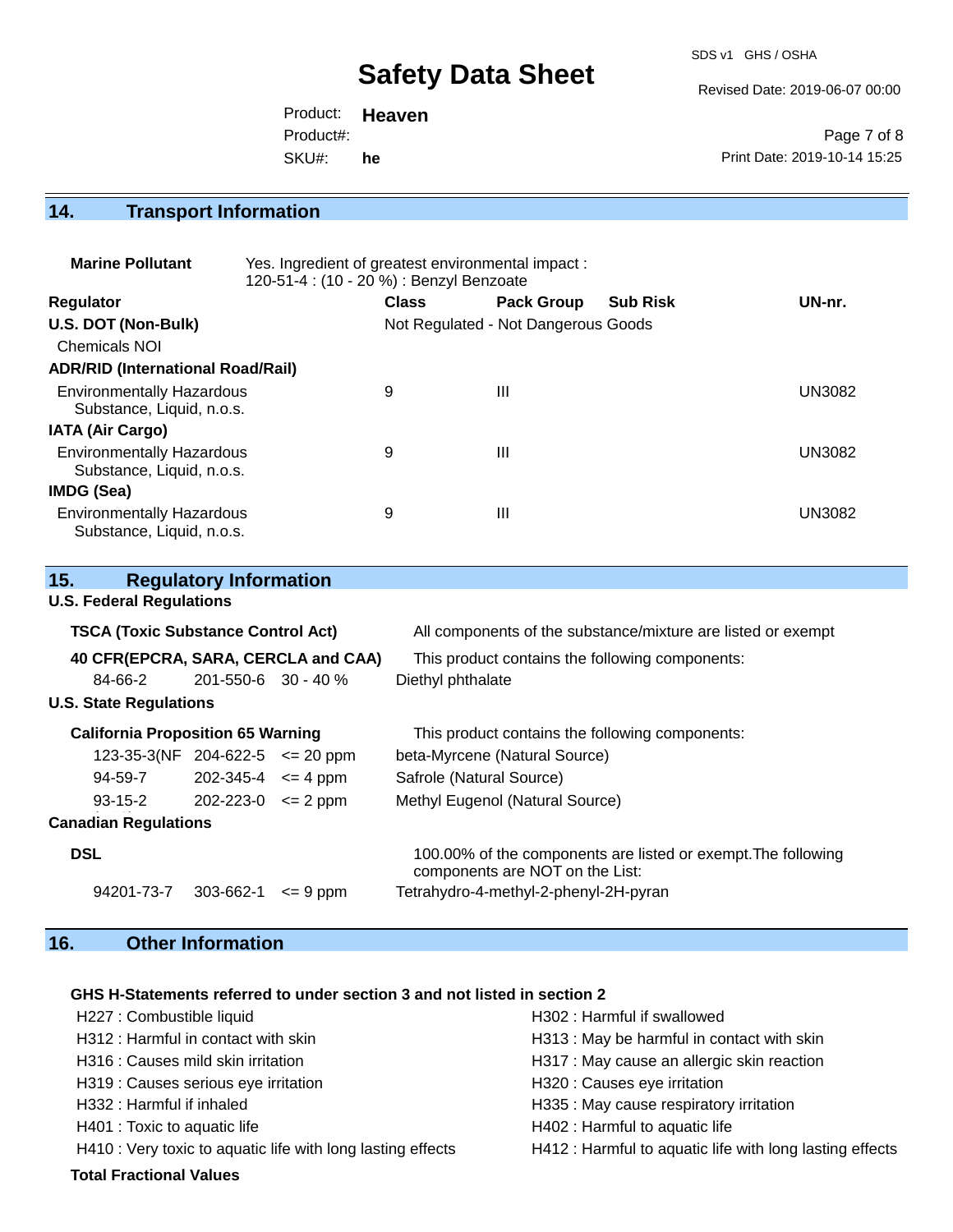## 14. Transport Information

**Marine Pollutant** Yes. Ingredient of greatest environmental impact : 120-51-4 : (10 - 20 %) : Benzyl Benzoate

| Regulator | Class | Pack Group | Sub Risk | UN-nr. |
|---|---|---|---|---|
| **U.S. DOT (Non-Bulk)** | Not Regulated - Not Dangerous Goods | | | |
| Chemicals NOI | | | | |
| **ADR/RID (International Road/Rail)** | | | | |
| Environmentally Hazardous Substance, Liquid, n.o.s. | 9 | III | | UN3082 |
| **IATA (Air Cargo)** | | | | |
| Environmentally Hazardous Substance, Liquid, n.o.s. | 9 | III | | UN3082 |
| **IMDG (Sea)** | | | | |
| Environmentally Hazardous Substance, Liquid, n.o.s. | 9 | III | | UN3082 |

## 15. Regulatory Information

### U.S. Federal Regulations

**TSCA (Toxic Substance Control Act)** All components of the substance/mixture are listed or exempt

**40 CFR(EPCRA, SARA, CERCLA and CAA)** This product contains the following components:

| | | | |
|---|---|---|---|
| 84-66-2 | 201-550-6 | 30 - 40 % | Diethyl phthalate |

### U.S. State Regulations

**California Proposition 65 Warning** This product contains the following components:

| | | | |
|---|---|---|---|
| 123-35-3(NF | 204-622-5 | <= 20 ppm | beta-Myrcene (Natural Source) |
| 94-59-7 | 202-345-4 | <= 4 ppm | Safrole (Natural Source) |
| 93-15-2 | 202-223-0 | <= 2 ppm | Methyl Eugenol (Natural Source) |

### Canadian Regulations

**DSL** 100.00% of the components are listed or exempt.The following components are NOT on the List:

| | | | |
|---|---|---|---|
| 94201-73-7 | 303-662-1 | <= 9 ppm | Tetrahydro-4-methyl-2-phenyl-2H-pyran |

## 16. Other Information

**GHS H-Statements referred to under section 3 and not listed in section 2**

- H227 : Combustible liquid
- H302 : Harmful if swallowed
- H312 : Harmful in contact with skin
- H313 : May be harmful in contact with skin
- H316 : Causes mild skin irritation
- H317 : May cause an allergic skin reaction
- H319 : Causes serious eye irritation
- H320 : Causes eye irritation
- H332 : Harmful if inhaled
- H335 : May cause respiratory irritation
- H401 : Toxic to aquatic life
- H402 : Harmful to aquatic life
- H410 : Very toxic to aquatic life with long lasting effects
- H412 : Harmful to aquatic life with long lasting effects

**Total Fractional Values**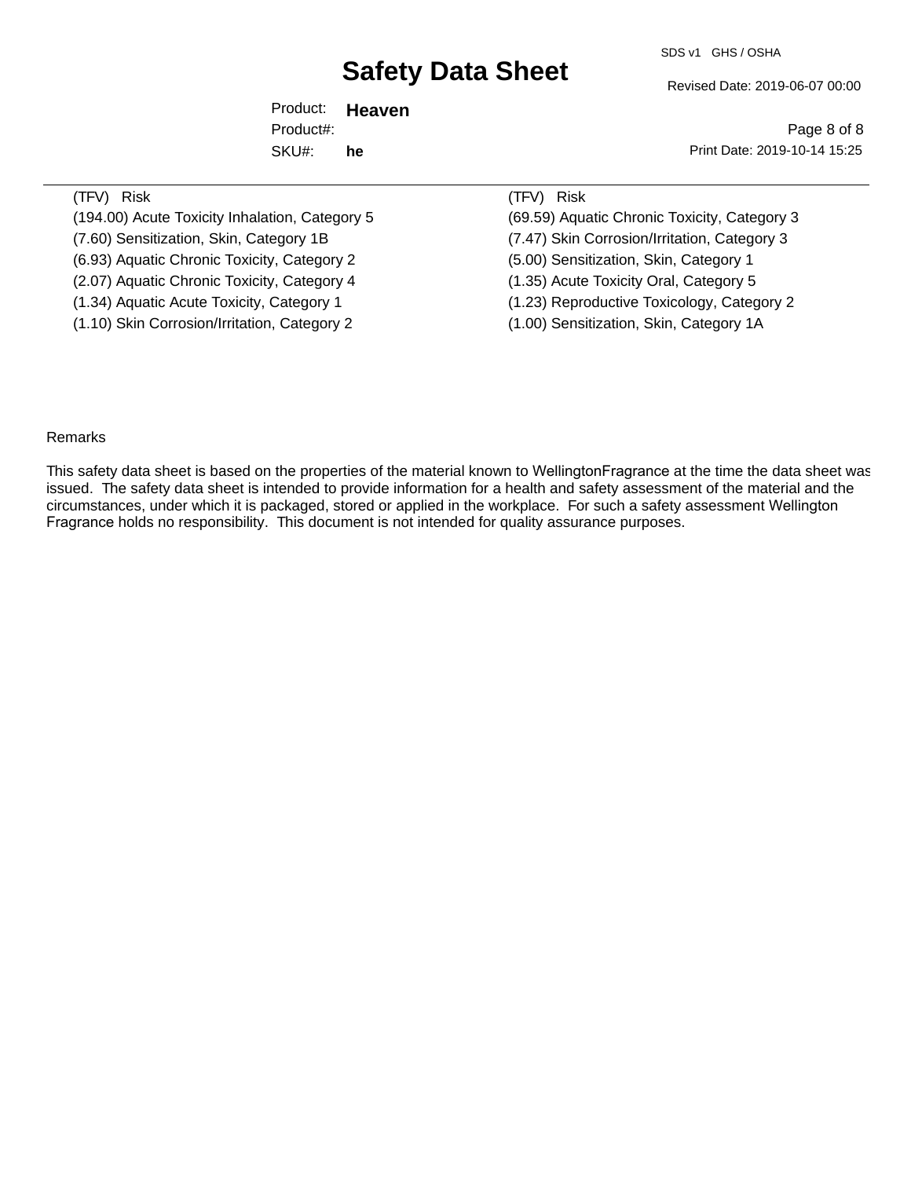| (TFV) | Risk | (TFV) | Risk |
|---|---|---|---|
| (194.00) | Acute Toxicity Inhalation, Category 5 | (69.59) | Aquatic Chronic Toxicity, Category 3 |
| (7.60) | Sensitization, Skin, Category 1B | (7.47) | Skin Corrosion/Irritation, Category 3 |
| (6.93) | Aquatic Chronic Toxicity, Category 2 | (5.00) | Sensitization, Skin, Category 1 |
| (2.07) | Aquatic Chronic Toxicity, Category 4 | (1.35) | Acute Toxicity Oral, Category 5 |
| (1.34) | Aquatic Acute Toxicity, Category 1 | (1.23) | Reproductive Toxicology, Category 2 |
| (1.10) | Skin Corrosion/Irritation, Category 2 | (1.00) | Sensitization, Skin, Category 1A |

Remarks

This safety data sheet is based on the properties of the material known to WellingtonFragrance at the time the data sheet was issued. The safety data sheet is intended to provide information for a health and safety assessment of the material and the circumstances, under which it is packaged, stored or applied in the workplace. For such a safety assessment Wellington Fragrance holds no responsibility. This document is not intended for quality assurance purposes.